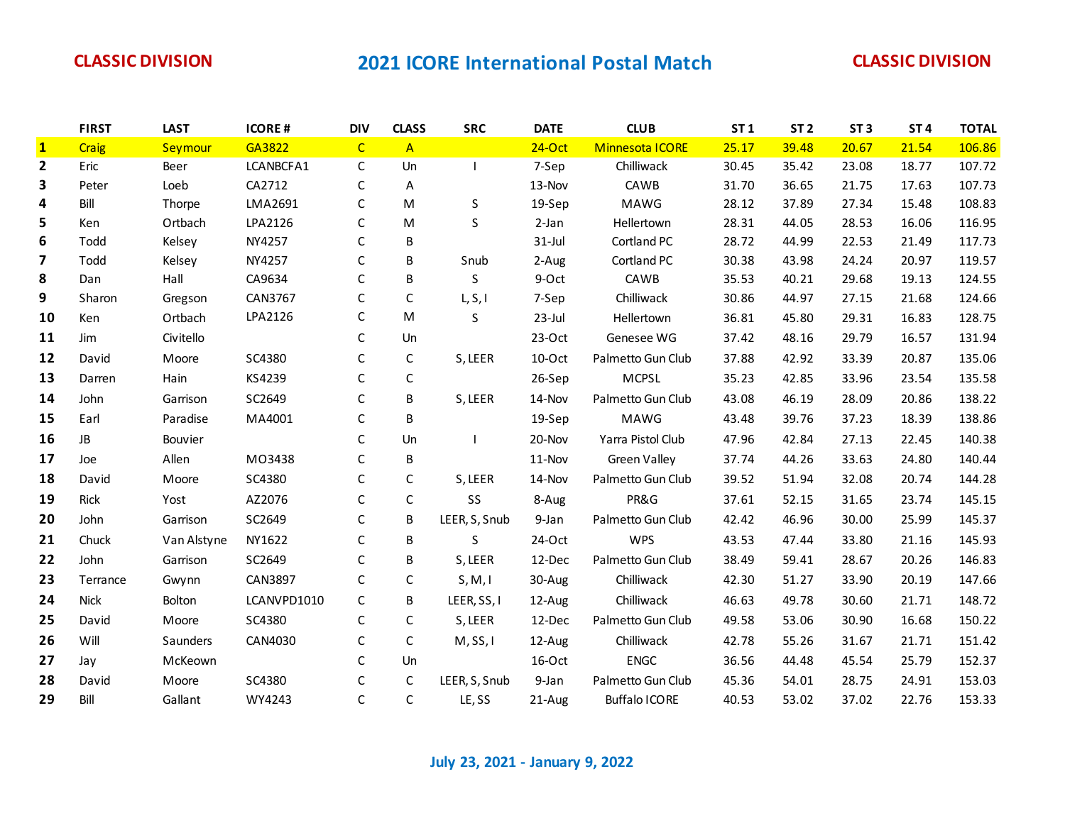**CLASSIC DIVISION** | **CLASSIC DIVISION**

# 2021 ICORE International Postal Match

| | FIRST | LAST | ICORE # | DIV | CLASS | SRC | DATE | CLUB | ST 1 | ST 2 | ST 3 | ST 4 | TOTAL |
|---|---|---|---|---|---|---|---|---|---|---|---|---|---|
| 1 | Craig | Seymour | GA3822 | C | A | | 24-Oct | Minnesota ICORE | 25.17 | 39.48 | 20.67 | 21.54 | 106.86 |
| 2 | Eric | Beer | LCANBCFA1 | C | Un | I | 7-Sep | Chilliwack | 30.45 | 35.42 | 23.08 | 18.77 | 107.72 |
| 3 | Peter | Loeb | CA2712 | C | A | | 13-Nov | CAWB | 31.70 | 36.65 | 21.75 | 17.63 | 107.73 |
| 4 | Bill | Thorpe | LMA2691 | C | M | S | 19-Sep | MAWG | 28.12 | 37.89 | 27.34 | 15.48 | 108.83 |
| 5 | Ken | Ortbach | LPA2126 | C | M | S | 2-Jan | Hellertown | 28.31 | 44.05 | 28.53 | 16.06 | 116.95 |
| 6 | Todd | Kelsey | NY4257 | C | B | | 31-Jul | Cortland PC | 28.72 | 44.99 | 22.53 | 21.49 | 117.73 |
| 7 | Todd | Kelsey | NY4257 | C | B | Snub | 2-Aug | Cortland PC | 30.38 | 43.98 | 24.24 | 20.97 | 119.57 |
| 8 | Dan | Hall | CA9634 | C | B | S | 9-Oct | CAWB | 35.53 | 40.21 | 29.68 | 19.13 | 124.55 |
| 9 | Sharon | Gregson | CAN3767 | C | C | L, S, I | 7-Sep | Chilliwack | 30.86 | 44.97 | 27.15 | 21.68 | 124.66 |
| 10 | Ken | Ortbach | LPA2126 | C | M | S | 23-Jul | Hellertown | 36.81 | 45.80 | 29.31 | 16.83 | 128.75 |
| 11 | Jim | Civitello | | C | Un | | 23-Oct | Genesee WG | 37.42 | 48.16 | 29.79 | 16.57 | 131.94 |
| 12 | David | Moore | SC4380 | C | C | S, LEER | 10-Oct | Palmetto Gun Club | 37.88 | 42.92 | 33.39 | 20.87 | 135.06 |
| 13 | Darren | Hain | KS4239 | C | C | | 26-Sep | MCPSL | 35.23 | 42.85 | 33.96 | 23.54 | 135.58 |
| 14 | John | Garrison | SC2649 | C | B | S, LEER | 14-Nov | Palmetto Gun Club | 43.08 | 46.19 | 28.09 | 20.86 | 138.22 |
| 15 | Earl | Paradise | MA4001 | C | B | | 19-Sep | MAWG | 43.48 | 39.76 | 37.23 | 18.39 | 138.86 |
| 16 | JB | Bouvier | | C | Un | I | 20-Nov | Yarra Pistol Club | 47.96 | 42.84 | 27.13 | 22.45 | 140.38 |
| 17 | Joe | Allen | MO3438 | C | B | | 11-Nov | Green Valley | 37.74 | 44.26 | 33.63 | 24.80 | 140.44 |
| 18 | David | Moore | SC4380 | C | C | S, LEER | 14-Nov | Palmetto Gun Club | 39.52 | 51.94 | 32.08 | 20.74 | 144.28 |
| 19 | Rick | Yost | AZ2076 | C | C | SS | 8-Aug | PR&G | 37.61 | 52.15 | 31.65 | 23.74 | 145.15 |
| 20 | John | Garrison | SC2649 | C | B | LEER, S, Snub | 9-Jan | Palmetto Gun Club | 42.42 | 46.96 | 30.00 | 25.99 | 145.37 |
| 21 | Chuck | Van Alstyne | NY1622 | C | B | S | 24-Oct | WPS | 43.53 | 47.44 | 33.80 | 21.16 | 145.93 |
| 22 | John | Garrison | SC2649 | C | B | S, LEER | 12-Dec | Palmetto Gun Club | 38.49 | 59.41 | 28.67 | 20.26 | 146.83 |
| 23 | Terrance | Gwynn | CAN3897 | C | C | S, M, I | 30-Aug | Chilliwack | 42.30 | 51.27 | 33.90 | 20.19 | 147.66 |
| 24 | Nick | Bolton | LCANVPD1010 | C | B | LEER, SS, I | 12-Aug | Chilliwack | 46.63 | 49.78 | 30.60 | 21.71 | 148.72 |
| 25 | David | Moore | SC4380 | C | C | S, LEER | 12-Dec | Palmetto Gun Club | 49.58 | 53.06 | 30.90 | 16.68 | 150.22 |
| 26 | Will | Saunders | CAN4030 | C | C | M, SS, I | 12-Aug | Chilliwack | 42.78 | 55.26 | 31.67 | 21.71 | 151.42 |
| 27 | Jay | McKeown | | C | Un | | 16-Oct | ENGC | 36.56 | 44.48 | 45.54 | 25.79 | 152.37 |
| 28 | David | Moore | SC4380 | C | C | LEER, S, Snub | 9-Jan | Palmetto Gun Club | 45.36 | 54.01 | 28.75 | 24.91 | 153.03 |
| 29 | Bill | Gallant | WY4243 | C | C | LE, SS | 21-Aug | Buffalo ICORE | 40.53 | 53.02 | 37.02 | 22.76 | 153.33 |

**July 23, 2021 - January 9, 2022**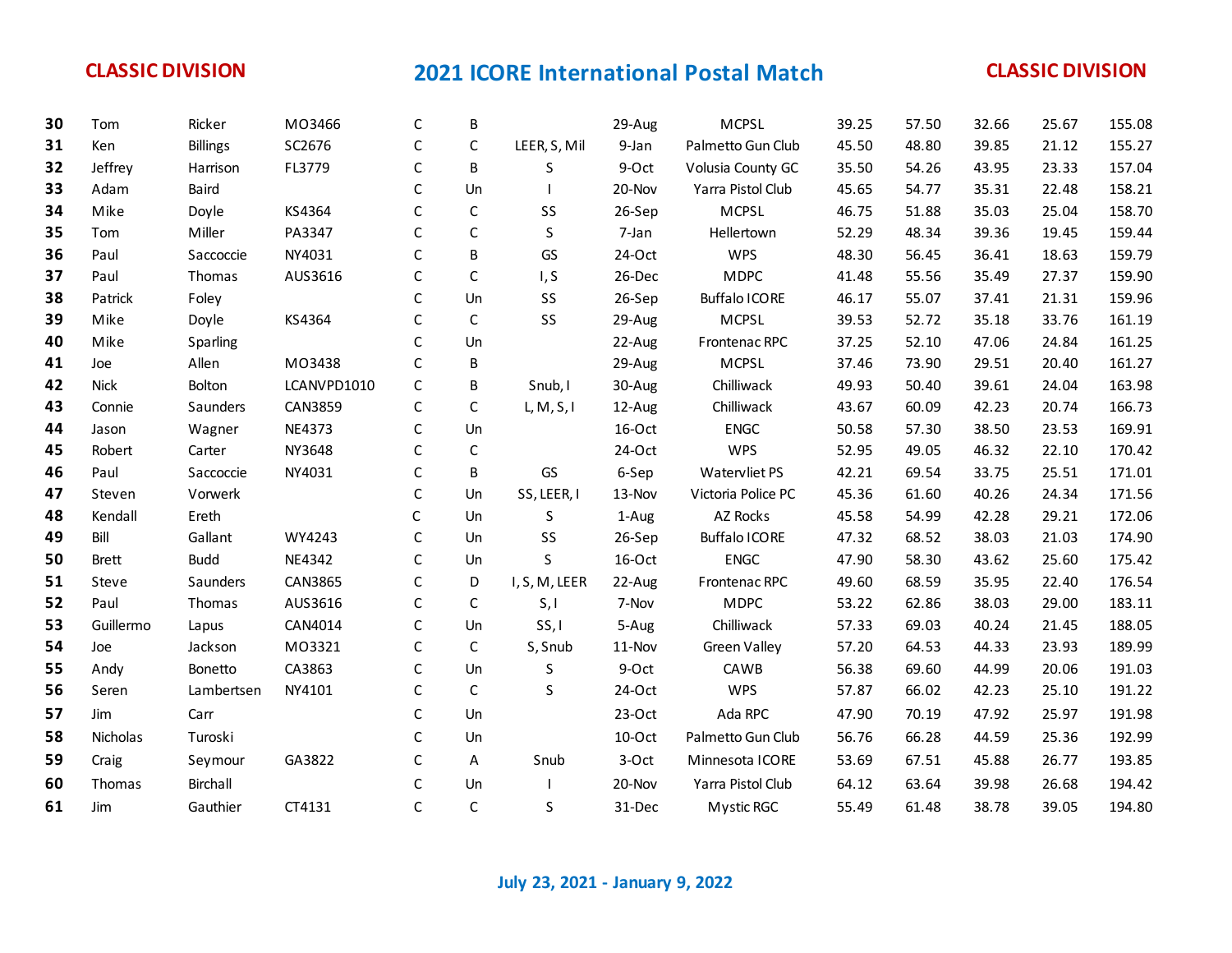**CLASSIC DIVISION** | **2021 ICORE International Postal Match** | **CLASSIC DIVISION**

| | | | | | | | | | | | | | |
|---|---|---|---|---|---|---|---|---|---|---|---|---|---|
| **30** | Tom | Ricker | MO3466 | C | B | | 29-Aug | MCPSL | 39.25 | 57.50 | 32.66 | 25.67 | 155.08 |
| **31** | Ken | Billings | SC2676 | C | C | LEER, S, Mil | 9-Jan | Palmetto Gun Club | 45.50 | 48.80 | 39.85 | 21.12 | 155.27 |
| **32** | Jeffrey | Harrison | FL3779 | C | B | S | 9-Oct | Volusia County GC | 35.50 | 54.26 | 43.95 | 23.33 | 157.04 |
| **33** | Adam | Baird | | C | Un | I | 20-Nov | Yarra Pistol Club | 45.65 | 54.77 | 35.31 | 22.48 | 158.21 |
| **34** | Mike | Doyle | KS4364 | C | C | SS | 26-Sep | MCPSL | 46.75 | 51.88 | 35.03 | 25.04 | 158.70 |
| **35** | Tom | Miller | PA3347 | C | C | S | 7-Jan | Hellertown | 52.29 | 48.34 | 39.36 | 19.45 | 159.44 |
| **36** | Paul | Saccoccie | NY4031 | C | B | GS | 24-Oct | WPS | 48.30 | 56.45 | 36.41 | 18.63 | 159.79 |
| **37** | Paul | Thomas | AUS3616 | C | C | I, S | 26-Dec | MDPC | 41.48 | 55.56 | 35.49 | 27.37 | 159.90 |
| **38** | Patrick | Foley | | C | Un | SS | 26-Sep | Buffalo ICORE | 46.17 | 55.07 | 37.41 | 21.31 | 159.96 |
| **39** | Mike | Doyle | KS4364 | C | C | SS | 29-Aug | MCPSL | 39.53 | 52.72 | 35.18 | 33.76 | 161.19 |
| **40** | Mike | Sparling | | C | Un | | 22-Aug | Frontenac RPC | 37.25 | 52.10 | 47.06 | 24.84 | 161.25 |
| **41** | Joe | Allen | MO3438 | C | B | | 29-Aug | MCPSL | 37.46 | 73.90 | 29.51 | 20.40 | 161.27 |
| **42** | Nick | Bolton | LCANVPD1010 | C | B | Snub, I | 30-Aug | Chilliwack | 49.93 | 50.40 | 39.61 | 24.04 | 163.98 |
| **43** | Connie | Saunders | CAN3859 | C | C | L, M, S, I | 12-Aug | Chilliwack | 43.67 | 60.09 | 42.23 | 20.74 | 166.73 |
| **44** | Jason | Wagner | NE4373 | C | Un | | 16-Oct | ENGC | 50.58 | 57.30 | 38.50 | 23.53 | 169.91 |
| **45** | Robert | Carter | NY3648 | C | C | | 24-Oct | WPS | 52.95 | 49.05 | 46.32 | 22.10 | 170.42 |
| **46** | Paul | Saccoccie | NY4031 | C | B | GS | 6-Sep | Watervliet PS | 42.21 | 69.54 | 33.75 | 25.51 | 171.01 |
| **47** | Steven | Vorwerk | | C | Un | SS, LEER, I | 13-Nov | Victoria Police PC | 45.36 | 61.60 | 40.26 | 24.34 | 171.56 |
| **48** | Kendall | Ereth | | C | Un | S | 1-Aug | AZ Rocks | 45.58 | 54.99 | 42.28 | 29.21 | 172.06 |
| **49** | Bill | Gallant | WY4243 | C | Un | SS | 26-Sep | Buffalo ICORE | 47.32 | 68.52 | 38.03 | 21.03 | 174.90 |
| **50** | Brett | Budd | NE4342 | C | Un | S | 16-Oct | ENGC | 47.90 | 58.30 | 43.62 | 25.60 | 175.42 |
| **51** | Steve | Saunders | CAN3865 | C | D | I, S, M, LEER | 22-Aug | Frontenac RPC | 49.60 | 68.59 | 35.95 | 22.40 | 176.54 |
| **52** | Paul | Thomas | AUS3616 | C | C | S, I | 7-Nov | MDPC | 53.22 | 62.86 | 38.03 | 29.00 | 183.11 |
| **53** | Guillermo | Lapus | CAN4014 | C | Un | SS, I | 5-Aug | Chilliwack | 57.33 | 69.03 | 40.24 | 21.45 | 188.05 |
| **54** | Joe | Jackson | MO3321 | C | C | S, Snub | 11-Nov | Green Valley | 57.20 | 64.53 | 44.33 | 23.93 | 189.99 |
| **55** | Andy | Bonetto | CA3863 | C | Un | S | 9-Oct | CAWB | 56.38 | 69.60 | 44.99 | 20.06 | 191.03 |
| **56** | Seren | Lambertsen | NY4101 | C | C | S | 24-Oct | WPS | 57.87 | 66.02 | 42.23 | 25.10 | 191.22 |
| **57** | Jim | Carr | | C | Un | | 23-Oct | Ada RPC | 47.90 | 70.19 | 47.92 | 25.97 | 191.98 |
| **58** | Nicholas | Turoski | | C | Un | | 10-Oct | Palmetto Gun Club | 56.76 | 66.28 | 44.59 | 25.36 | 192.99 |
| **59** | Craig | Seymour | GA3822 | C | A | Snub | 3-Oct | Minnesota ICORE | 53.69 | 67.51 | 45.88 | 26.77 | 193.85 |
| **60** | Thomas | Birchall | | C | Un | I | 20-Nov | Yarra Pistol Club | 64.12 | 63.64 | 39.98 | 26.68 | 194.42 |
| **61** | Jim | Gauthier | CT4131 | C | C | S | 31-Dec | Mystic RGC | 55.49 | 61.48 | 38.78 | 39.05 | 194.80 |

**July 23, 2021 - January 9, 2022**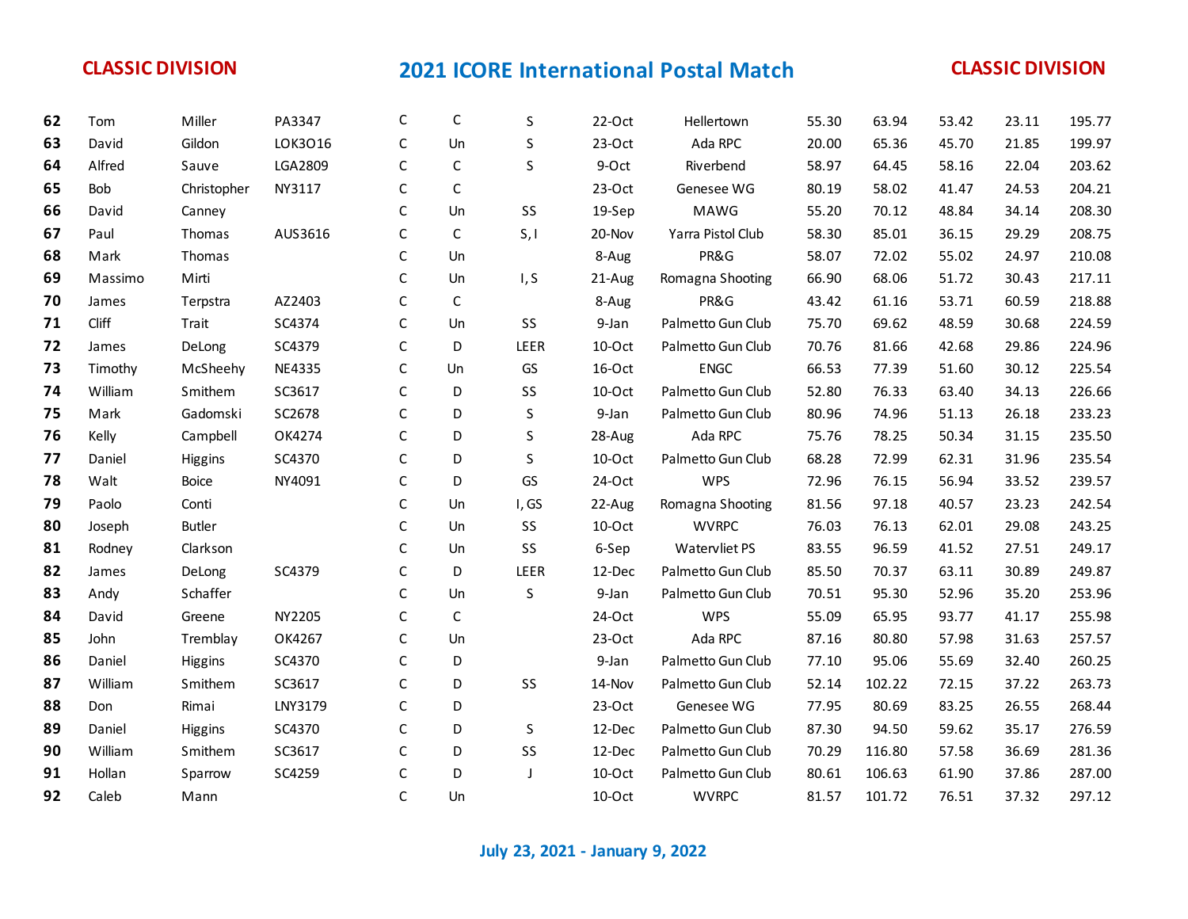# 2021 ICORE International Postal Match

**CLASSIC DIVISION**

| | | | | | | | | | | | | | |
|---|---|---|---|---|---|---|---|---|---|---|---|---|---|
| **62** | Tom | Miller | PA3347 | C | C | S | 22-Oct | Hellertown | 55.30 | 63.94 | 53.42 | 23.11 | 195.77 |
| **63** | David | Gildon | LOK3O16 | C | Un | S | 23-Oct | Ada RPC | 20.00 | 65.36 | 45.70 | 21.85 | 199.97 |
| **64** | Alfred | Sauve | LGA2809 | C | C | S | 9-Oct | Riverbend | 58.97 | 64.45 | 58.16 | 22.04 | 203.62 |
| **65** | Bob | Christopher | NY3117 | C | C | | 23-Oct | Genesee WG | 80.19 | 58.02 | 41.47 | 24.53 | 204.21 |
| **66** | David | Canney | | C | Un | SS | 19-Sep | MAWG | 55.20 | 70.12 | 48.84 | 34.14 | 208.30 |
| **67** | Paul | Thomas | AUS3616 | C | C | S, I | 20-Nov | Yarra Pistol Club | 58.30 | 85.01 | 36.15 | 29.29 | 208.75 |
| **68** | Mark | Thomas | | C | Un | | 8-Aug | PR&G | 58.07 | 72.02 | 55.02 | 24.97 | 210.08 |
| **69** | Massimo | Mirti | | C | Un | I, S | 21-Aug | Romagna Shooting | 66.90 | 68.06 | 51.72 | 30.43 | 217.11 |
| **70** | James | Terpstra | AZ2403 | C | C | | 8-Aug | PR&G | 43.42 | 61.16 | 53.71 | 60.59 | 218.88 |
| **71** | Cliff | Trait | SC4374 | C | Un | SS | 9-Jan | Palmetto Gun Club | 75.70 | 69.62 | 48.59 | 30.68 | 224.59 |
| **72** | James | DeLong | SC4379 | C | D | LEER | 10-Oct | Palmetto Gun Club | 70.76 | 81.66 | 42.68 | 29.86 | 224.96 |
| **73** | Timothy | McSheehy | NE4335 | C | Un | GS | 16-Oct | ENGC | 66.53 | 77.39 | 51.60 | 30.12 | 225.54 |
| **74** | William | Smithem | SC3617 | C | D | SS | 10-Oct | Palmetto Gun Club | 52.80 | 76.33 | 63.40 | 34.13 | 226.66 |
| **75** | Mark | Gadomski | SC2678 | C | D | S | 9-Jan | Palmetto Gun Club | 80.96 | 74.96 | 51.13 | 26.18 | 233.23 |
| **76** | Kelly | Campbell | OK4274 | C | D | S | 28-Aug | Ada RPC | 75.76 | 78.25 | 50.34 | 31.15 | 235.50 |
| **77** | Daniel | Higgins | SC4370 | C | D | S | 10-Oct | Palmetto Gun Club | 68.28 | 72.99 | 62.31 | 31.96 | 235.54 |
| **78** | Walt | Boice | NY4091 | C | D | GS | 24-Oct | WPS | 72.96 | 76.15 | 56.94 | 33.52 | 239.57 |
| **79** | Paolo | Conti | | C | Un | I, GS | 22-Aug | Romagna Shooting | 81.56 | 97.18 | 40.57 | 23.23 | 242.54 |
| **80** | Joseph | Butler | | C | Un | SS | 10-Oct | WVRPC | 76.03 | 76.13 | 62.01 | 29.08 | 243.25 |
| **81** | Rodney | Clarkson | | C | Un | SS | 6-Sep | Watervliet PS | 83.55 | 96.59 | 41.52 | 27.51 | 249.17 |
| **82** | James | DeLong | SC4379 | C | D | LEER | 12-Dec | Palmetto Gun Club | 85.50 | 70.37 | 63.11 | 30.89 | 249.87 |
| **83** | Andy | Schaffer | | C | Un | S | 9-Jan | Palmetto Gun Club | 70.51 | 95.30 | 52.96 | 35.20 | 253.96 |
| **84** | David | Greene | NY2205 | C | C | | 24-Oct | WPS | 55.09 | 65.95 | 93.77 | 41.17 | 255.98 |
| **85** | John | Tremblay | OK4267 | C | Un | | 23-Oct | Ada RPC | 87.16 | 80.80 | 57.98 | 31.63 | 257.57 |
| **86** | Daniel | Higgins | SC4370 | C | D | | 9-Jan | Palmetto Gun Club | 77.10 | 95.06 | 55.69 | 32.40 | 260.25 |
| **87** | William | Smithem | SC3617 | C | D | SS | 14-Nov | Palmetto Gun Club | 52.14 | 102.22 | 72.15 | 37.22 | 263.73 |
| **88** | Don | Rimai | LNY3179 | C | D | | 23-Oct | Genesee WG | 77.95 | 80.69 | 83.25 | 26.55 | 268.44 |
| **89** | Daniel | Higgins | SC4370 | C | D | S | 12-Dec | Palmetto Gun Club | 87.30 | 94.50 | 59.62 | 35.17 | 276.59 |
| **90** | William | Smithem | SC3617 | C | D | SS | 12-Dec | Palmetto Gun Club | 70.29 | 116.80 | 57.58 | 36.69 | 281.36 |
| **91** | Hollan | Sparrow | SC4259 | C | D | J | 10-Oct | Palmetto Gun Club | 80.61 | 106.63 | 61.90 | 37.86 | 287.00 |
| **92** | Caleb | Mann | | C | Un | | 10-Oct | WVRPC | 81.57 | 101.72 | 76.51 | 37.32 | 297.12 |

**July 23, 2021 - January 9, 2022**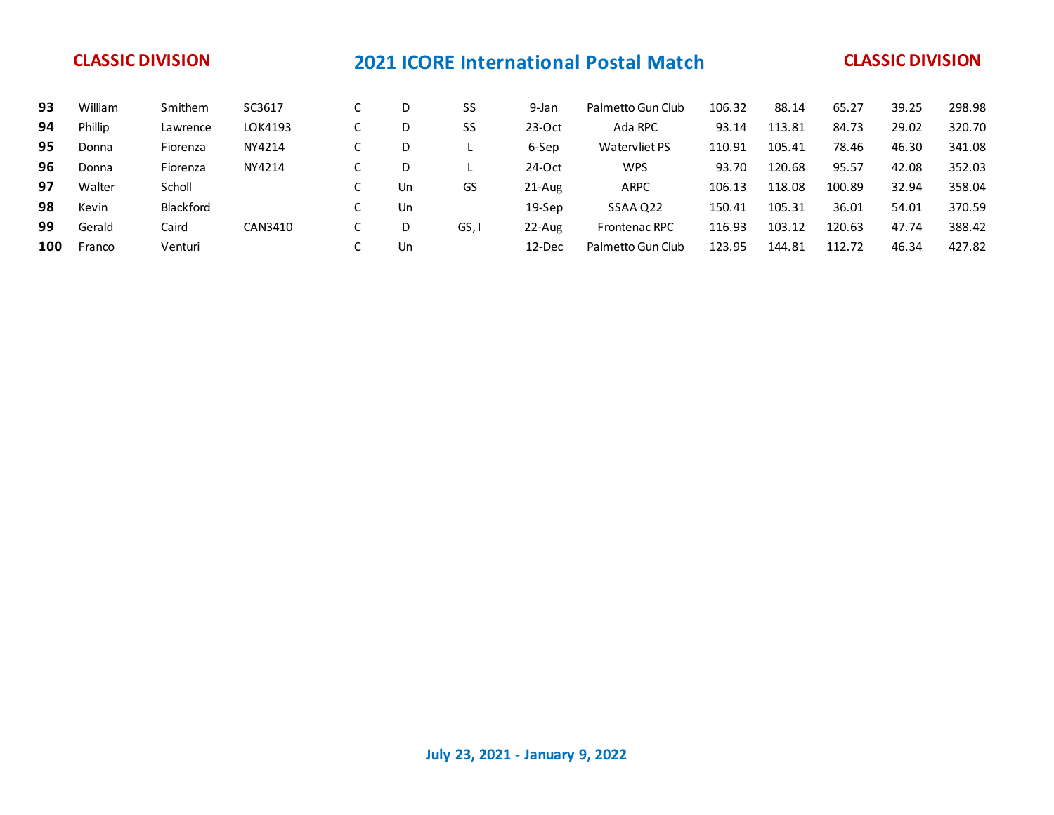CLASSIC DIVISION

## 2021 ICORE International Postal Match

CLASSIC DIVISION

| | | | | | | | | | | | | | |
|---|---|---|---|---|---|---|---|---|---|---|---|---|---|
| **93** | William | Smithem | SC3617 | C | D | SS | 9-Jan | Palmetto Gun Club | 106.32 | 88.14 | 65.27 | 39.25 | 298.98 |
| **94** | Phillip | Lawrence | LOK4193 | C | D | SS | 23-Oct | Ada RPC | 93.14 | 113.81 | 84.73 | 29.02 | 320.70 |
| **95** | Donna | Fiorenza | NY4214 | C | D | L | 6-Sep | Watervliet PS | 110.91 | 105.41 | 78.46 | 46.30 | 341.08 |
| **96** | Donna | Fiorenza | NY4214 | C | D | L | 24-Oct | WPS | 93.70 | 120.68 | 95.57 | 42.08 | 352.03 |
| **97** | Walter | Scholl | | C | Un | GS | 21-Aug | ARPC | 106.13 | 118.08 | 100.89 | 32.94 | 358.04 |
| **98** | Kevin | Blackford | | C | Un | | 19-Sep | SSAA Q22 | 150.41 | 105.31 | 36.01 | 54.01 | 370.59 |
| **99** | Gerald | Caird | CAN3410 | C | D | GS, I | 22-Aug | Frontenac RPC | 116.93 | 103.12 | 120.63 | 47.74 | 388.42 |
| **100** | Franco | Venturi | | C | Un | | 12-Dec | Palmetto Gun Club | 123.95 | 144.81 | 112.72 | 46.34 | 427.82 |

July 23, 2021 - January 9, 2022